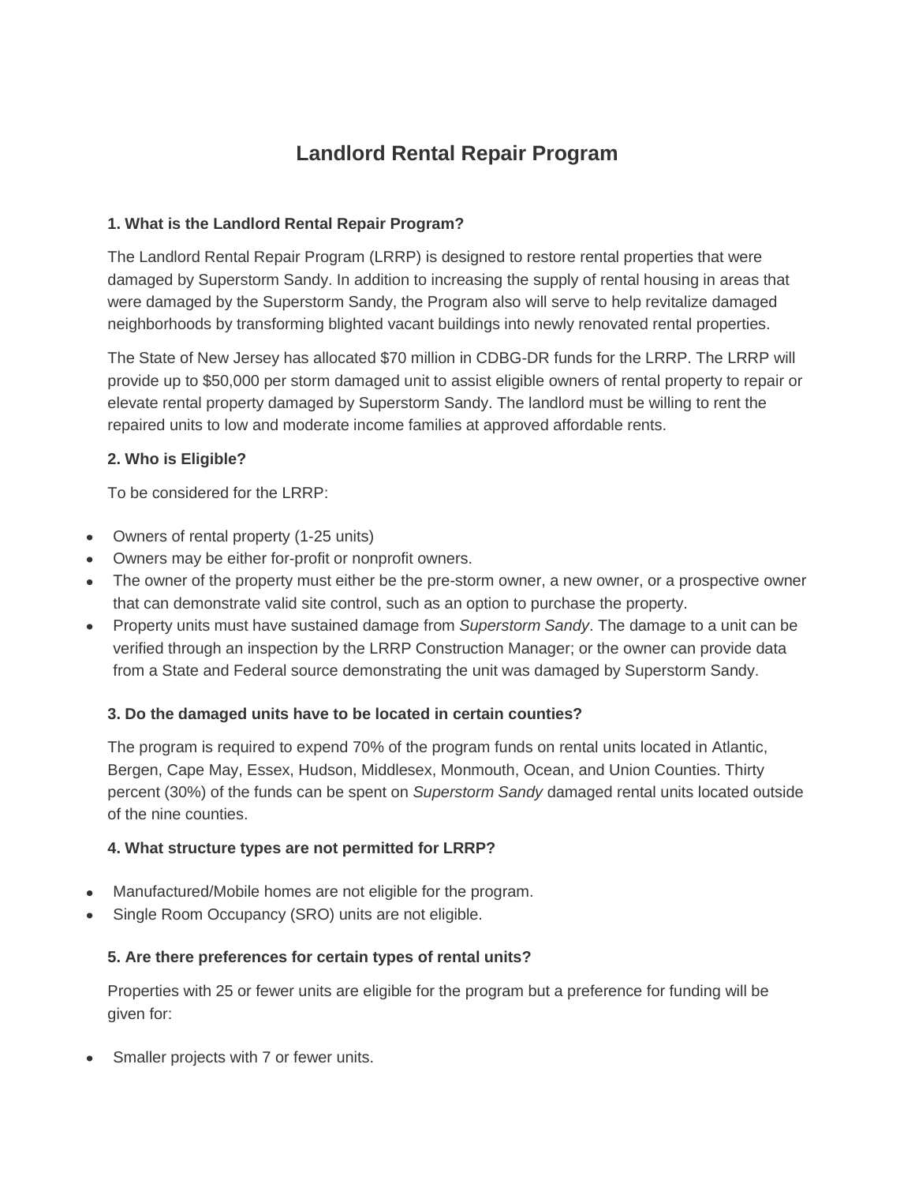# Landlord Rental Repair Program

### 1. What is the Landlord Rental Repair Program?

The Landlord Rental Repair Program (LRRP) is designed to restore rental properties that were damaged by Superstorm Sandy. In addition to increasing the supply of rental housing in areas that were damaged by the Superstorm Sandy, the Program also will serve to help revitalize damaged neighborhoods by transforming blighted vacant buildings into newly renovated rental properties.

The State of New Jersey has allocated $70 million in CDBG-DR funds for the LRRP. The LRRP will provide up to $50,000 per storm damaged unit to assist eligible owners of rental property to repair or elevate rental property damaged by Superstorm Sandy. The landlord must be willing to rent the repaired units to low and moderate income families at approved affordable rents.

### 2. Who is Eligible?

To be considered for the LRRP:

- Owners of rental property (1-25 units)
- Owners may be either for-profit or nonprofit owners.
- The owner of the property must either be the pre-storm owner, a new owner, or a prospective owner that can demonstrate valid site control, such as an option to purchase the property.
- Property units must have sustained damage from *Superstorm Sandy*. The damage to a unit can be verified through an inspection by the LRRP Construction Manager; or the owner can provide data from a State and Federal source demonstrating the unit was damaged by Superstorm Sandy.

### 3. Do the damaged units have to be located in certain counties?

The program is required to expend 70% of the program funds on rental units located in Atlantic, Bergen, Cape May, Essex, Hudson, Middlesex, Monmouth, Ocean, and Union Counties. Thirty percent (30%) of the funds can be spent on *Superstorm Sandy* damaged rental units located outside of the nine counties.

### 4. What structure types are not permitted for LRRP?

- Manufactured/Mobile homes are not eligible for the program.
- Single Room Occupancy (SRO) units are not eligible.

### 5. Are there preferences for certain types of rental units?

Properties with 25 or fewer units are eligible for the program but a preference for funding will be given for:

- Smaller projects with 7 or fewer units.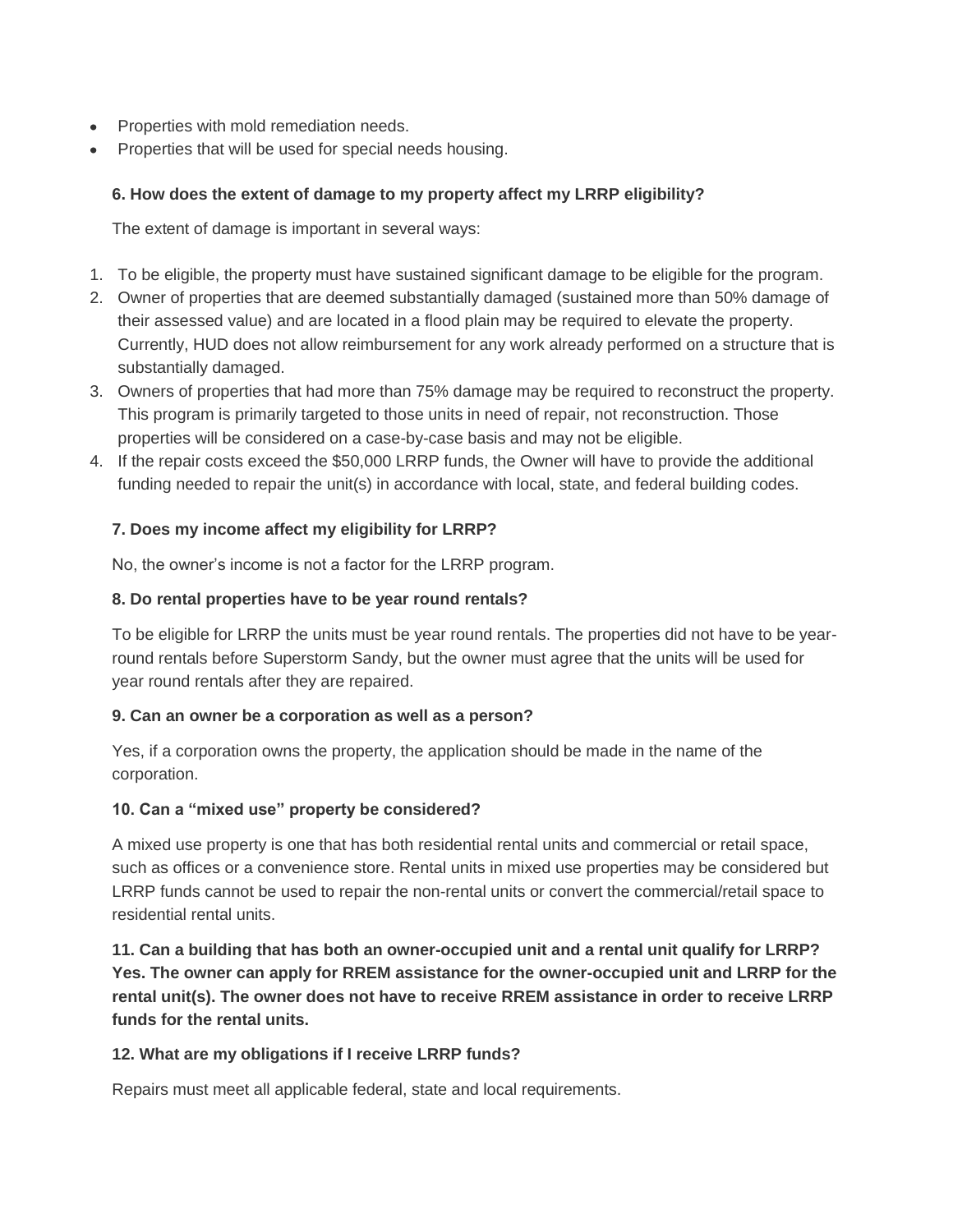- Properties with mold remediation needs.
- Properties that will be used for special needs housing.

**6. How does the extent of damage to my property affect my LRRP eligibility?**

The extent of damage is important in several ways:

1. To be eligible, the property must have sustained significant damage to be eligible for the program.
2. Owner of properties that are deemed substantially damaged (sustained more than 50% damage of their assessed value) and are located in a flood plain may be required to elevate the property. Currently, HUD does not allow reimbursement for any work already performed on a structure that is substantially damaged.
3. Owners of properties that had more than 75% damage may be required to reconstruct the property. This program is primarily targeted to those units in need of repair, not reconstruction. Those properties will be considered on a case-by-case basis and may not be eligible.
4. If the repair costs exceed the $50,000 LRRP funds, the Owner will have to provide the additional funding needed to repair the unit(s) in accordance with local, state, and federal building codes.

**7. Does my income affect my eligibility for LRRP?**

No, the owner's income is not a factor for the LRRP program.

**8. Do rental properties have to be year round rentals?**

To be eligible for LRRP the units must be year round rentals. The properties did not have to be year-round rentals before Superstorm Sandy, but the owner must agree that the units will be used for year round rentals after they are repaired.

**9. Can an owner be a corporation as well as a person?**

Yes, if a corporation owns the property, the application should be made in the name of the corporation.

**10. Can a "mixed use" property be considered?**

A mixed use property is one that has both residential rental units and commercial or retail space, such as offices or a convenience store. Rental units in mixed use properties may be considered but LRRP funds cannot be used to repair the non-rental units or convert the commercial/retail space to residential rental units.

**11. Can a building that has both an owner-occupied unit and a rental unit qualify for LRRP? Yes. The owner can apply for RREM assistance for the owner-occupied unit and LRRP for the rental unit(s). The owner does not have to receive RREM assistance in order to receive LRRP funds for the rental units.**

**12. What are my obligations if I receive LRRP funds?**

Repairs must meet all applicable federal, state and local requirements.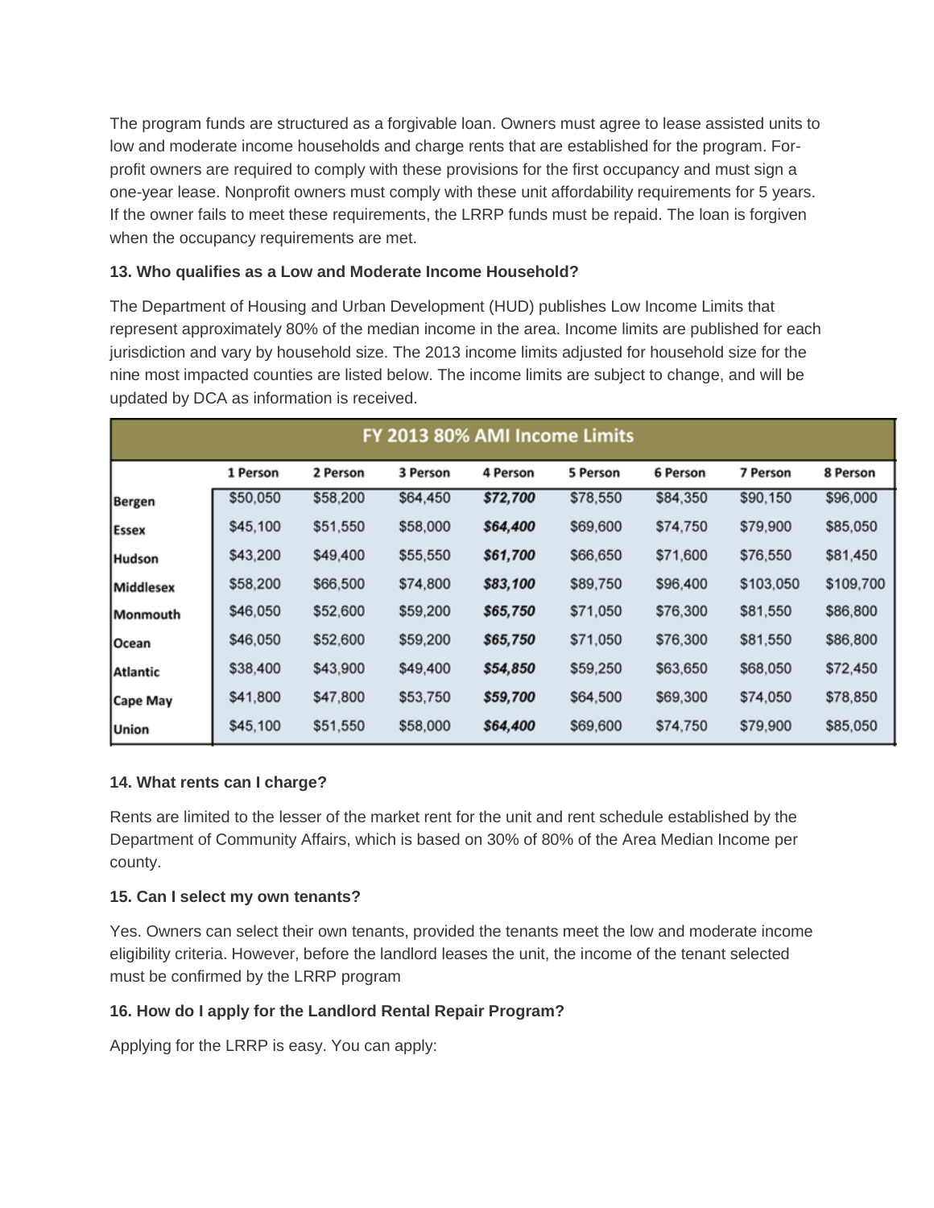The program funds are structured as a forgivable loan. Owners must agree to lease assisted units to low and moderate income households and charge rents that are established for the program. For-profit owners are required to comply with these provisions for the first occupancy and must sign a one-year lease. Nonprofit owners must comply with these unit affordability requirements for 5 years. If the owner fails to meet these requirements, the LRRP funds must be repaid. The loan is forgiven when the occupancy requirements are met.

**13. Who qualifies as a Low and Moderate Income Household?**

The Department of Housing and Urban Development (HUD) publishes Low Income Limits that represent approximately 80% of the median income in the area. Income limits are published for each jurisdiction and vary by household size. The 2013 income limits adjusted for household size for the nine most impacted counties are listed below. The income limits are subject to change, and will be updated by DCA as information is received.

| FY 2013 80% AMI Income Limits | | | | | | | | |
|---|---|---|---|---|---|---|---|---|
| | 1 Person | 2 Person | 3 Person | 4 Person | 5 Person | 6 Person | 7 Person | 8 Person |
| Bergen | $50,050 | $58,200 | $64,450 | ***$72,700*** | $78,550 | $84,350 | $90,150 | $96,000 |
| Essex | $45,100 | $51,550 | $58,000 | ***$64,400*** | $69,600 | $74,750 | $79,900 | $85,050 |
| Hudson | $43,200 | $49,400 | $55,550 | ***$61,700*** | $66,650 | $71,600 | $76,550 | $81,450 |
| Middlesex | $58,200 | $66,500 | $74,800 | ***$83,100*** | $89,750 | $96,400 | $103,050 | $109,700 |
| Monmouth | $46,050 | $52,600 | $59,200 | ***$65,750*** | $71,050 | $76,300 | $81,550 | $86,800 |
| Ocean | $46,050 | $52,600 | $59,200 | ***$65,750*** | $71,050 | $76,300 | $81,550 | $86,800 |
| Atlantic | $38,400 | $43,900 | $49,400 | ***$54,850*** | $59,250 | $63,650 | $68,050 | $72,450 |
| Cape May | $41,800 | $47,800 | $53,750 | ***$59,700*** | $64,500 | $69,300 | $74,050 | $78,850 |
| Union | $45,100 | $51,550 | $58,000 | ***$64,400*** | $69,600 | $74,750 | $79,900 | $85,050 |

**14. What rents can I charge?**

Rents are limited to the lesser of the market rent for the unit and rent schedule established by the Department of Community Affairs, which is based on 30% of 80% of the Area Median Income per county.

**15. Can I select my own tenants?**

Yes. Owners can select their own tenants, provided the tenants meet the low and moderate income eligibility criteria. However, before the landlord leases the unit, the income of the tenant selected must be confirmed by the LRRP program

**16. How do I apply for the Landlord Rental Repair Program?**

Applying for the LRRP is easy. You can apply: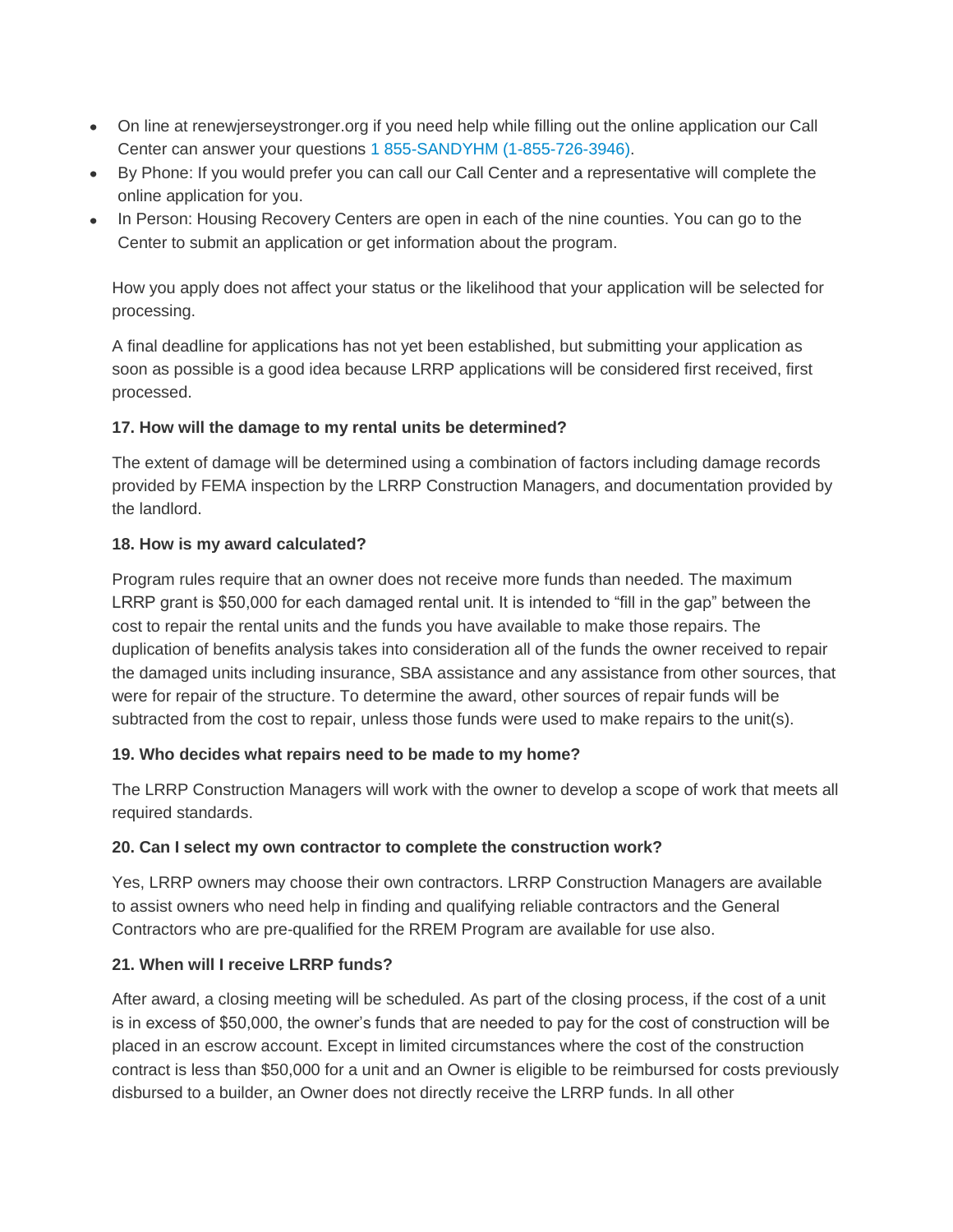- On line at renewjerseystronger.org if you need help while filling out the online application our Call Center can answer your questions 1 855-SANDYHM (1-855-726-3946).
- By Phone: If you would prefer you can call our Call Center and a representative will complete the online application for you.
- In Person: Housing Recovery Centers are open in each of the nine counties. You can go to the Center to submit an application or get information about the program.

How you apply does not affect your status or the likelihood that your application will be selected for processing.

A final deadline for applications has not yet been established, but submitting your application as soon as possible is a good idea because LRRP applications will be considered first received, first processed.

**17. How will the damage to my rental units be determined?**

The extent of damage will be determined using a combination of factors including damage records provided by FEMA inspection by the LRRP Construction Managers, and documentation provided by the landlord.

**18. How is my award calculated?**

Program rules require that an owner does not receive more funds than needed. The maximum LRRP grant is $50,000 for each damaged rental unit. It is intended to "fill in the gap" between the cost to repair the rental units and the funds you have available to make those repairs. The duplication of benefits analysis takes into consideration all of the funds the owner received to repair the damaged units including insurance, SBA assistance and any assistance from other sources, that were for repair of the structure. To determine the award, other sources of repair funds will be subtracted from the cost to repair, unless those funds were used to make repairs to the unit(s).

**19. Who decides what repairs need to be made to my home?**

The LRRP Construction Managers will work with the owner to develop a scope of work that meets all required standards.

**20. Can I select my own contractor to complete the construction work?**

Yes, LRRP owners may choose their own contractors. LRRP Construction Managers are available to assist owners who need help in finding and qualifying reliable contractors and the General Contractors who are pre-qualified for the RREM Program are available for use also.

**21. When will I receive LRRP funds?**

After award, a closing meeting will be scheduled. As part of the closing process, if the cost of a unit is in excess of $50,000, the owner's funds that are needed to pay for the cost of construction will be placed in an escrow account. Except in limited circumstances where the cost of the construction contract is less than $50,000 for a unit and an Owner is eligible to be reimbursed for costs previously disbursed to a builder, an Owner does not directly receive the LRRP funds. In all other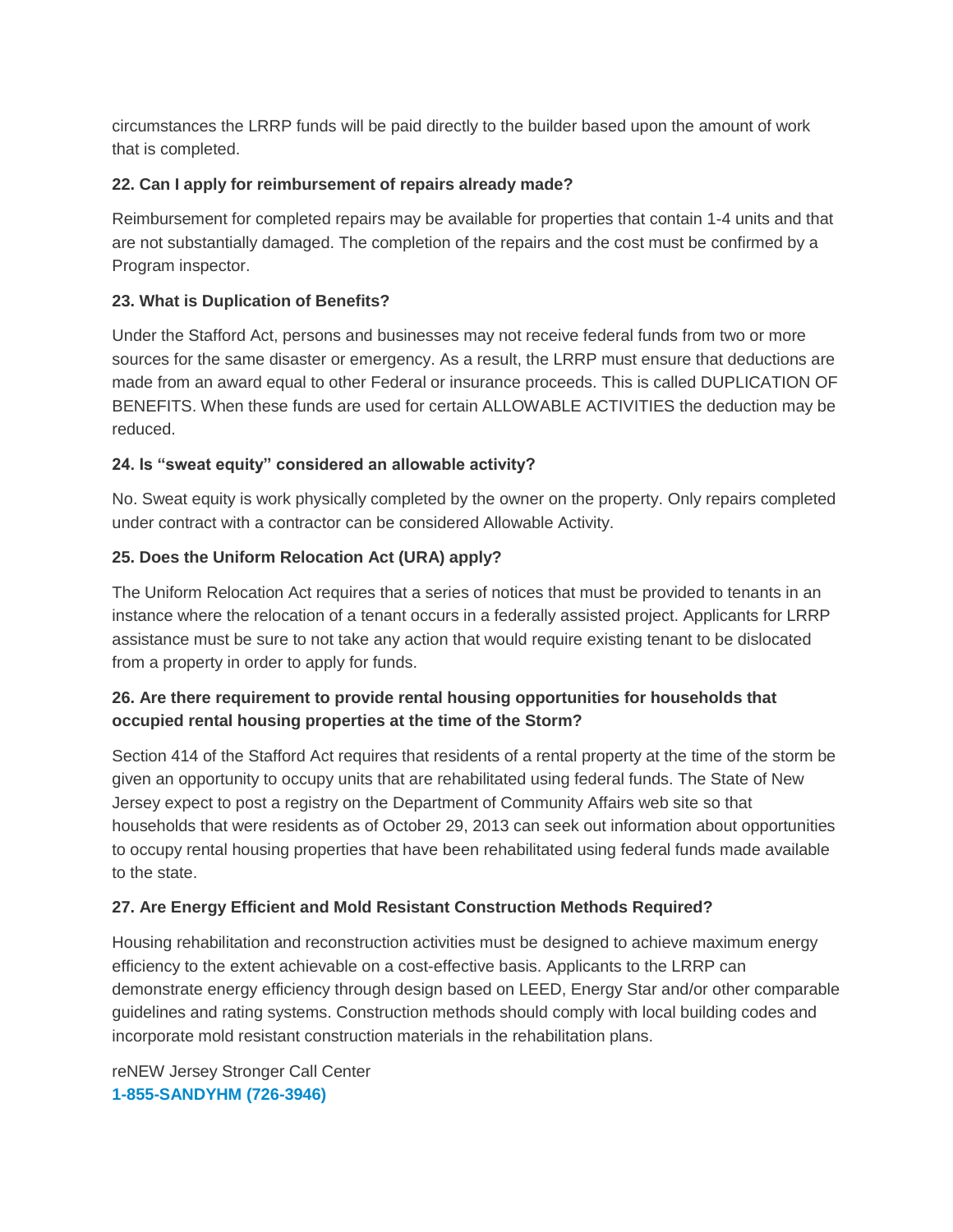circumstances the LRRP funds will be paid directly to the builder based upon the amount of work that is completed.

**22. Can I apply for reimbursement of repairs already made?**

Reimbursement for completed repairs may be available for properties that contain 1-4 units and that are not substantially damaged. The completion of the repairs and the cost must be confirmed by a Program inspector.

**23. What is Duplication of Benefits?**

Under the Stafford Act, persons and businesses may not receive federal funds from two or more sources for the same disaster or emergency. As a result, the LRRP must ensure that deductions are made from an award equal to other Federal or insurance proceeds. This is called DUPLICATION OF BENEFITS. When these funds are used for certain ALLOWABLE ACTIVITIES the deduction may be reduced.

**24. Is "sweat equity" considered an allowable activity?**

No. Sweat equity is work physically completed by the owner on the property. Only repairs completed under contract with a contractor can be considered Allowable Activity.

**25. Does the Uniform Relocation Act (URA) apply?**

The Uniform Relocation Act requires that a series of notices that must be provided to tenants in an instance where the relocation of a tenant occurs in a federally assisted project. Applicants for LRRP assistance must be sure to not take any action that would require existing tenant to be dislocated from a property in order to apply for funds.

**26. Are there requirement to provide rental housing opportunities for households that occupied rental housing properties at the time of the Storm?**

Section 414 of the Stafford Act requires that residents of a rental property at the time of the storm be given an opportunity to occupy units that are rehabilitated using federal funds. The State of New Jersey expect to post a registry on the Department of Community Affairs web site so that households that were residents as of October 29, 2013 can seek out information about opportunities to occupy rental housing properties that have been rehabilitated using federal funds made available to the state.

**27. Are Energy Efficient and Mold Resistant Construction Methods Required?**

Housing rehabilitation and reconstruction activities must be designed to achieve maximum energy efficiency to the extent achievable on a cost-effective basis. Applicants to the LRRP can demonstrate energy efficiency through design based on LEED, Energy Star and/or other comparable guidelines and rating systems. Construction methods should comply with local building codes and incorporate mold resistant construction materials in the rehabilitation plans.

reNEW Jersey Stronger Call Center
**1-855-SANDYHM (726-3946)**